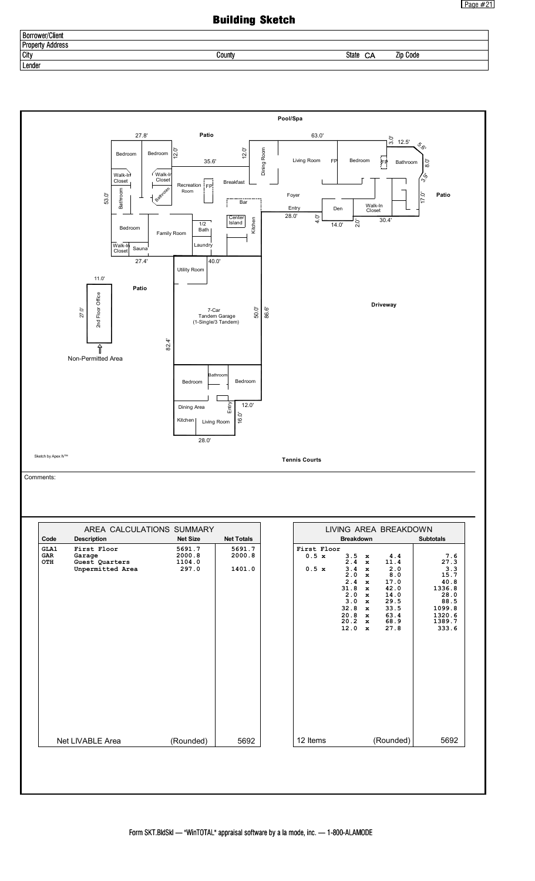# Building Sketch

| Borrower/Client | | | |
|---|---|---|---|
| Property Address | | | |
| City | County | State CA | Zip Code |
| Lender | | | |

Pool/Spa

27.8' Patio 12.0' 12.0' 35.6' 63.0' 3.0' 12.5' 5.6' 8.0' 3.9' 17.0' Patio

Bedroom Bedroom Walk-In Closet Walk-In Closet Bathroom Bathroom Recreation Room FP Breakfast Dining Room Living Room FP Bedroom FP Bathroom

53.0' Foyer Entry Den Walk-In Closet Bar Center Island Kitchen 28.0' 4.0' 14.0' 2.0' 30.4'

Bedroom Family Room 1/2 Bath Laundry Walk-In Closet Sauna 27.4' 40.0' Utility Room

11.0' Patio 27.0' 2nd Floor Office Non-Permitted Area

7-Car Tandem Garage (1-Single/3 Tandem) 50.0' 86.6' 82.4' Driveway

Bedroom Bathroom Bedroom Dining Area Entry 12.0' Kitchen Living Room 16.0' 28.0'

Sketch by Apex IV™

Tennis Courts

Comments:

| AREA CALCULATIONS SUMMARY | | | |
|---|---|---|---|
| **Code** | **Description** | **Net Size** | **Net Totals** |
| GLA1 | First Floor | 5691.7 | 5691.7 |
| GAR | Garage | 2000.8 | 2000.8 |
| OTH | Guest Quarters | 1104.0 | |
| | Unpermitted Area | 297.0 | 1401.0 |
| Net LIVABLE Area | | (Rounded) | 5692 |

| LIVING AREA BREAKDOWN | | |
|---|---|---|
| | **Breakdown** | **Subtotals** |
| First Floor | | |
| 0.5 x | 3.5 x 4.4 | 7.6 |
| | 2.4 x 11.4 | 27.3 |
| 0.5 x | 3.4 x 2.0 | 3.3 |
| | 2.0 x 8.0 | 15.7 |
| | 2.4 x 17.0 | 40.8 |
| | 31.8 x 42.0 | 1336.8 |
| | 2.0 x 14.0 | 28.0 |
| | 3.0 x 29.5 | 88.5 |
| | 32.8 x 33.5 | 1099.8 |
| | 20.8 x 63.4 | 1320.6 |
| | 20.2 x 68.9 | 1389.7 |
| | 12.0 x 27.8 | 333.6 |
| 12 Items | (Rounded) | 5692 |

Form SKT.BldSkl — "WinTOTAL" appraisal software by a la mode, inc. — 1-800-ALAMODE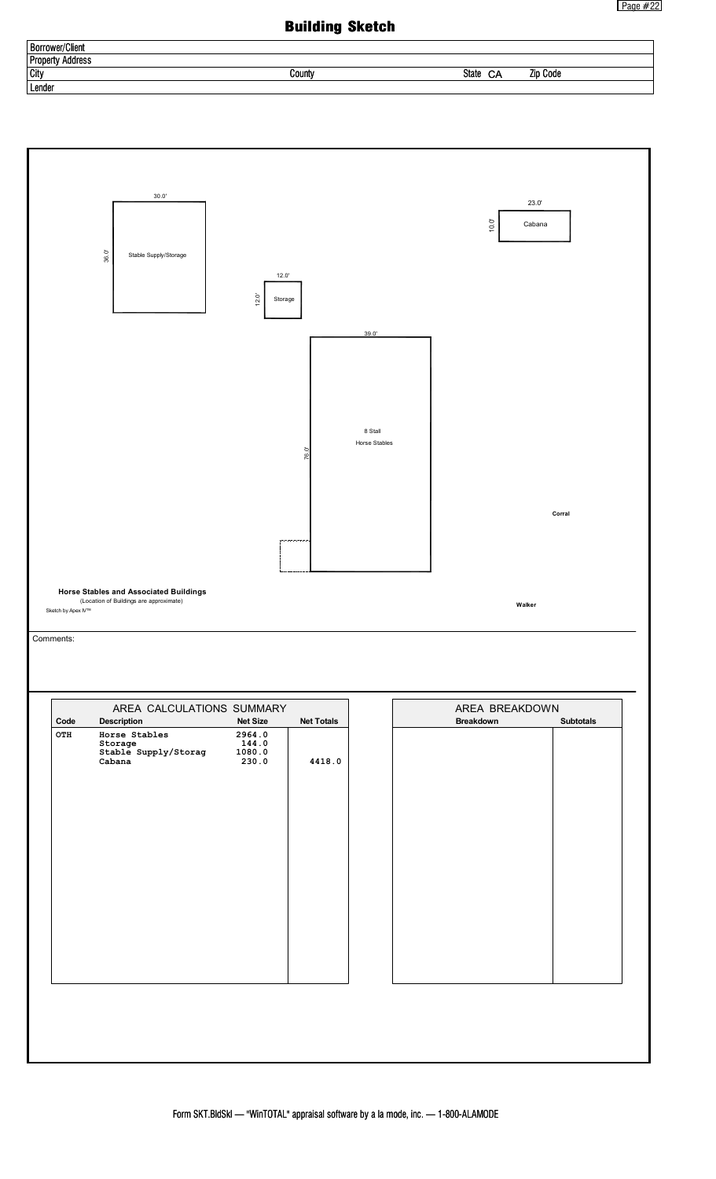# Building Sketch

| | | | |
|---|---|---|---|
| Borrower/Client | | | |
| Property Address | | | |
| City | County | State CA | Zip Code |
| Lender | | | |

30.0'

36.0' Stable Supply/Storage

12.0'

12.0' Storage

23.0'

10.0' Cabana

39.0'

76.0' 8 Stall Horse Stables

Corral

**Horse Stables and Associated Buildings**

(Location of Buildings are approximate)

Walker

Sketch by Apex IV™

Comments:

| AREA CALCULATIONS SUMMARY | | | |
|---|---|---|---|
| **Code** | **Description** | **Net Size** | **Net Totals** |
| OTH | Horse Stables | 2964.0 | |
| | Storage | 144.0 | |
| | Stable Supply/Storag | 1080.0 | |
| | Cabana | 230.0 | 4418.0 |

| AREA BREAKDOWN | |
|---|---|
| **Breakdown** | **Subtotals** |
| | |

Form SKT.BldSkl — "WinTOTAL" appraisal software by a la mode, inc. — 1-800-ALAMODE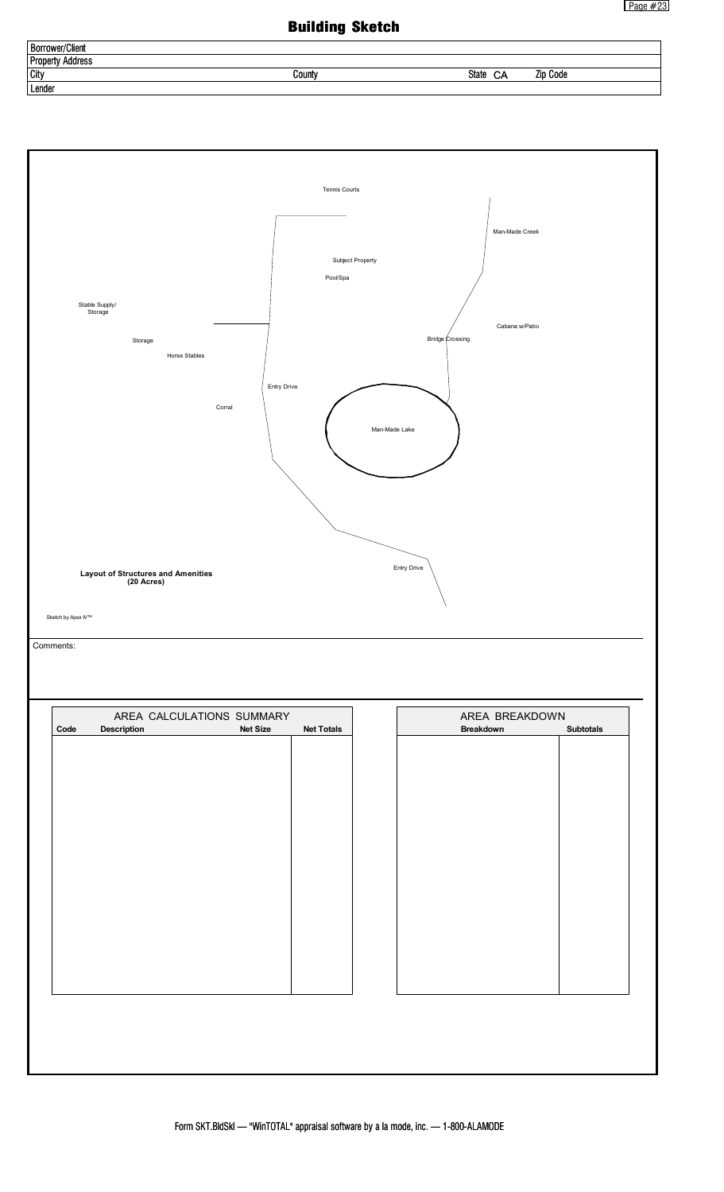# Building Sketch

| | | | |
|---|---|---|---|
| Borrower/Client | | | |
| Property Address | | | |
| City | County | State CA | Zip Code |
| Lender | | | |

Tennis Courts

Man-Made Creek

Subject Property

Pool/Spa

Stable Supply/ Storage

Cabana w/Patio

Storage

Bridge Crossing

Horse Stables

Entry Drive

Corral

Man-Made Lake

Entry Drive

**Layout of Structures and Amenities (20 Acres)**

Sketch by Apex IV™

Comments:

| AREA CALCULATIONS SUMMARY | | | |
|---|---|---|---|
| Code | Description | Net Size | Net Totals |

| AREA BREAKDOWN | |
|---|---|
| Breakdown | Subtotals |

Form SKT.BldSkl — "WinTOTAL" appraisal software by a la mode, inc. — 1-800-ALAMODE